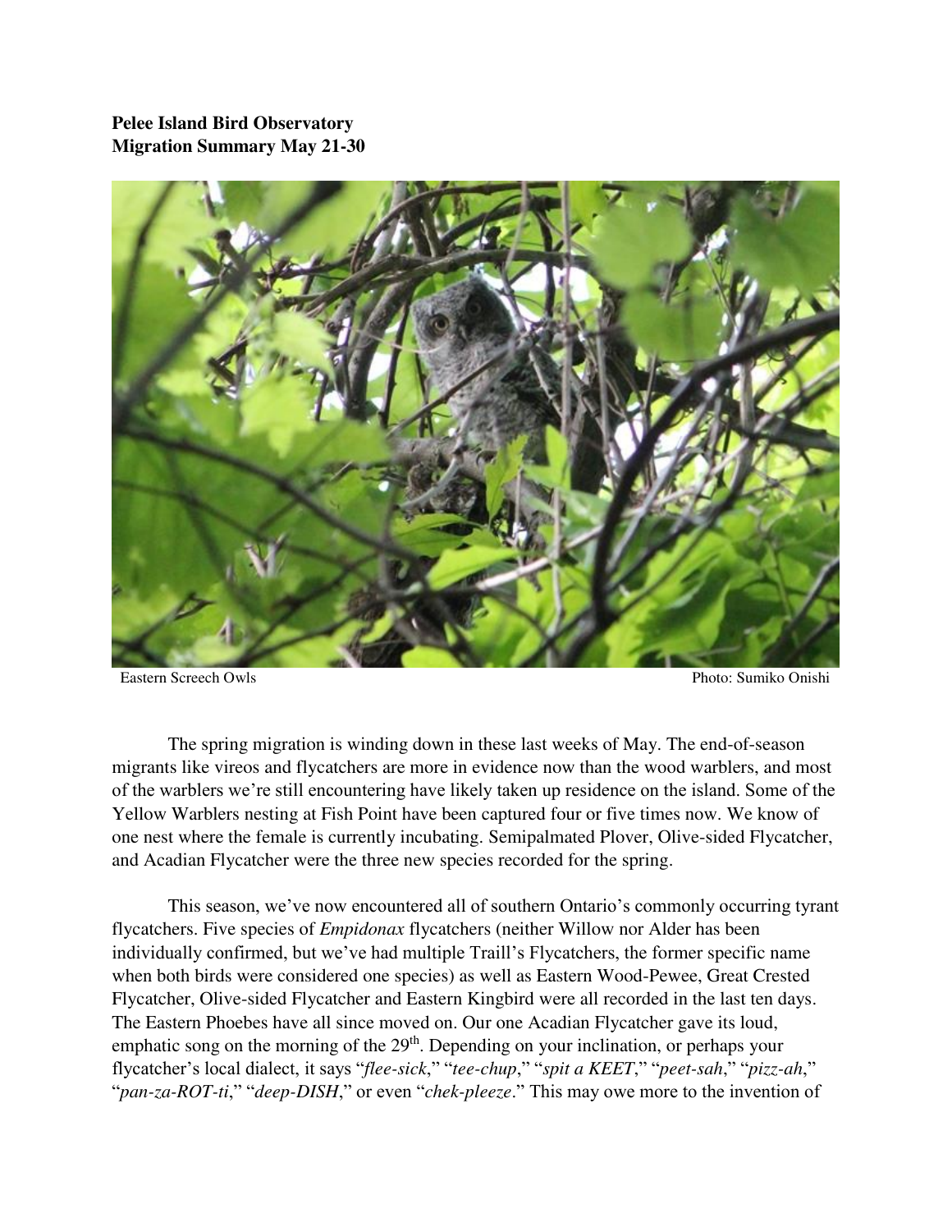**Pelee Island Bird Observatory**
**Migration Summary May 21-30**

Eastern Screech Owls Photo: Sumiko Onishi

The spring migration is winding down in these last weeks of May. The end-of-season migrants like vireos and flycatchers are more in evidence now than the wood warblers, and most of the warblers we're still encountering have likely taken up residence on the island. Some of the Yellow Warblers nesting at Fish Point have been captured four or five times now. We know of one nest where the female is currently incubating. Semipalmated Plover, Olive-sided Flycatcher, and Acadian Flycatcher were the three new species recorded for the spring.

This season, we've now encountered all of southern Ontario's commonly occurring tyrant flycatchers. Five species of *Empidonax* flycatchers (neither Willow nor Alder has been individually confirmed, but we've had multiple Traill's Flycatchers, the former specific name when both birds were considered one species) as well as Eastern Wood-Pewee, Great Crested Flycatcher, Olive-sided Flycatcher and Eastern Kingbird were all recorded in the last ten days. The Eastern Phoebes have all since moved on. Our one Acadian Flycatcher gave its loud, emphatic song on the morning of the 29th. Depending on your inclination, or perhaps your flycatcher's local dialect, it says "*flee-sick*," "*tee-chup*," "*spit a KEET*," "*peet-sah*," "*pizz-ah*," "*pan-za-ROT-ti*," "*deep-DISH*," or even "*chek-pleeze*." This may owe more to the invention of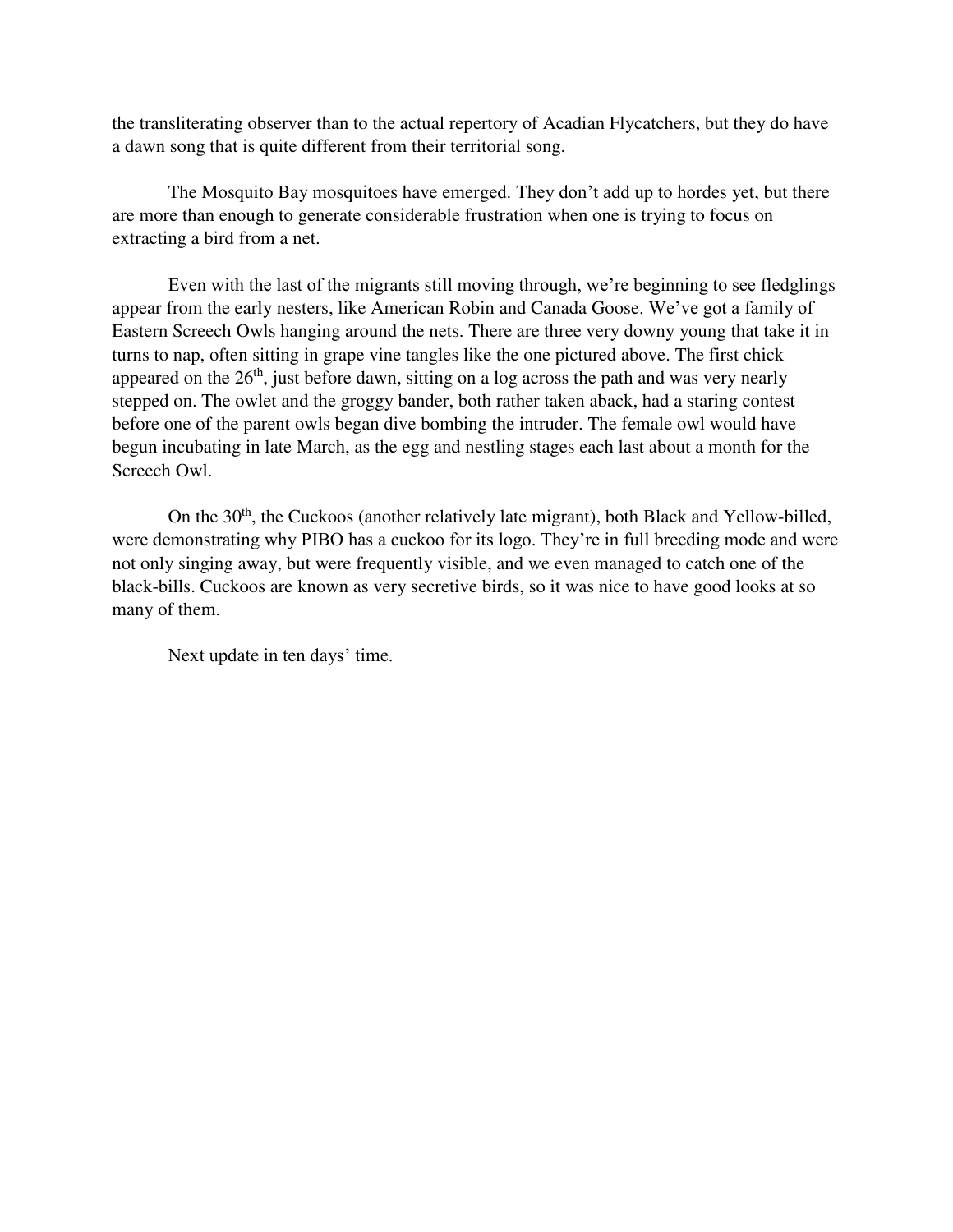the transliterating observer than to the actual repertory of Acadian Flycatchers, but they do have a dawn song that is quite different from their territorial song.

The Mosquito Bay mosquitoes have emerged. They don't add up to hordes yet, but there are more than enough to generate considerable frustration when one is trying to focus on extracting a bird from a net.

Even with the last of the migrants still moving through, we're beginning to see fledglings appear from the early nesters, like American Robin and Canada Goose. We've got a family of Eastern Screech Owls hanging around the nets. There are three very downy young that take it in turns to nap, often sitting in grape vine tangles like the one pictured above. The first chick appeared on the 26th, just before dawn, sitting on a log across the path and was very nearly stepped on. The owlet and the groggy bander, both rather taken aback, had a staring contest before one of the parent owls began dive bombing the intruder. The female owl would have begun incubating in late March, as the egg and nestling stages each last about a month for the Screech Owl.

On the 30th, the Cuckoos (another relatively late migrant), both Black and Yellow-billed, were demonstrating why PIBO has a cuckoo for its logo. They're in full breeding mode and were not only singing away, but were frequently visible, and we even managed to catch one of the black-bills. Cuckoos are known as very secretive birds, so it was nice to have good looks at so many of them.

Next update in ten days' time.